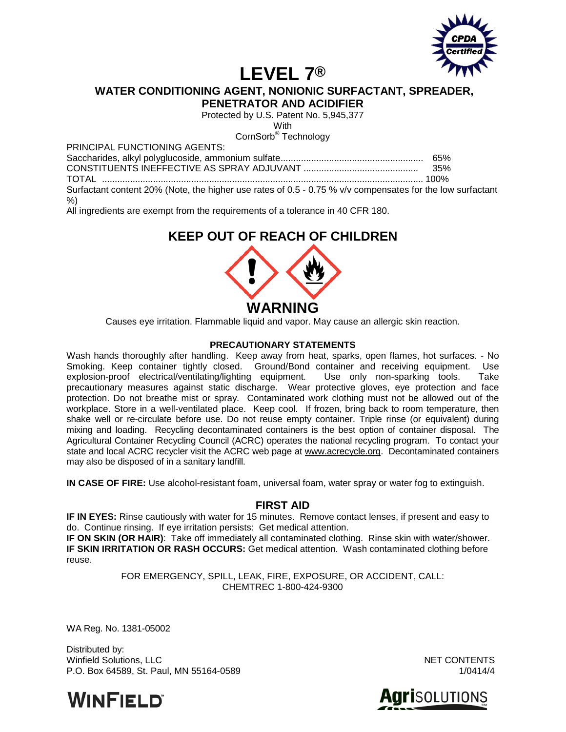CPDA Certified

# LEVEL 7®

## WATER CONDITIONING AGENT, NONIONIC SURFACTANT, SPREADER, PENETRATOR AND ACIDIFIER

Protected by U.S. Patent No. 5,945,377

With

CornSorb® Technology

PRINCIPAL FUNCTIONING AGENTS:

| | |
|---|---|
| Saccharides, alkyl polyglucoside, ammonium sulfate | 65% |
| CONSTITUENTS INEFFECTIVE AS SPRAY ADJUVANT | 35% |
| TOTAL | 100% |

Surfactant content 20% (Note, the higher use rates of 0.5 - 0.75 % v/v compensates for the low surfactant %)

All ingredients are exempt from the requirements of a tolerance in 40 CFR 180.

## KEEP OUT OF REACH OF CHILDREN

## WARNING

Causes eye irritation. Flammable liquid and vapor. May cause an allergic skin reaction.

### PRECAUTIONARY STATEMENTS

Wash hands thoroughly after handling. Keep away from heat, sparks, open flames, hot surfaces. - No Smoking. Keep container tightly closed. Ground/Bond container and receiving equipment. Use explosion-proof electrical/ventilating/lighting equipment. Use only non-sparking tools. Take precautionary measures against static discharge. Wear protective gloves, eye protection and face protection. Do not breathe mist or spray. Contaminated work clothing must not be allowed out of the workplace. Store in a well-ventilated place. Keep cool. If frozen, bring back to room temperature, then shake well or re-circulate before use. Do not reuse empty container. Triple rinse (or equivalent) during mixing and loading. Recycling decontaminated containers is the best option of container disposal. The Agricultural Container Recycling Council (ACRC) operates the national recycling program. To contact your state and local ACRC recycler visit the ACRC web page at www.acrecycle.org. Decontaminated containers may also be disposed of in a sanitary landfill.

**IN CASE OF FIRE:** Use alcohol-resistant foam, universal foam, water spray or water fog to extinguish.

## FIRST AID

**IF IN EYES:** Rinse cautiously with water for 15 minutes. Remove contact lenses, if present and easy to do. Continue rinsing. If eye irritation persists: Get medical attention.

**IF ON SKIN (OR HAIR)**: Take off immediately all contaminated clothing. Rinse skin with water/shower. **IF SKIN IRRITATION OR RASH OCCURS:** Get medical attention. Wash contaminated clothing before reuse.

FOR EMERGENCY, SPILL, LEAK, FIRE, EXPOSURE, OR ACCIDENT, CALL:
CHEMTREC 1-800-424-9300

WA Reg. No. 1381-05002

Distributed by:
Winfield Solutions, LLC
P.O. Box 64589, St. Paul, MN 55164-0589

NET CONTENTS

1/0414/4

WINFIELD

AgriSOLUTIONS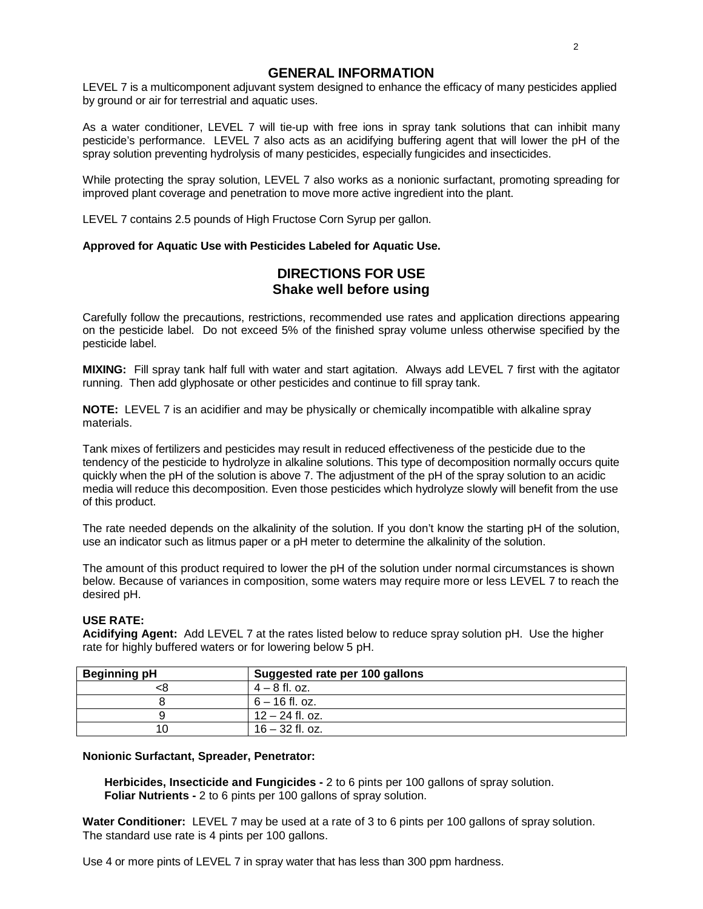## GENERAL INFORMATION

LEVEL 7 is a multicomponent adjuvant system designed to enhance the efficacy of many pesticides applied by ground or air for terrestrial and aquatic uses.

As a water conditioner, LEVEL 7 will tie-up with free ions in spray tank solutions that can inhibit many pesticide's performance. LEVEL 7 also acts as an acidifying buffering agent that will lower the pH of the spray solution preventing hydrolysis of many pesticides, especially fungicides and insecticides.

While protecting the spray solution, LEVEL 7 also works as a nonionic surfactant, promoting spreading for improved plant coverage and penetration to move more active ingredient into the plant.

LEVEL 7 contains 2.5 pounds of High Fructose Corn Syrup per gallon.

**Approved for Aquatic Use with Pesticides Labeled for Aquatic Use.**

## DIRECTIONS FOR USE
### Shake well before using

Carefully follow the precautions, restrictions, recommended use rates and application directions appearing on the pesticide label. Do not exceed 5% of the finished spray volume unless otherwise specified by the pesticide label.

**MIXING:** Fill spray tank half full with water and start agitation. Always add LEVEL 7 first with the agitator running. Then add glyphosate or other pesticides and continue to fill spray tank.

**NOTE:** LEVEL 7 is an acidifier and may be physically or chemically incompatible with alkaline spray materials.

Tank mixes of fertilizers and pesticides may result in reduced effectiveness of the pesticide due to the tendency of the pesticide to hydrolyze in alkaline solutions. This type of decomposition normally occurs quite quickly when the pH of the solution is above 7. The adjustment of the pH of the spray solution to an acidic media will reduce this decomposition. Even those pesticides which hydrolyze slowly will benefit from the use of this product.

The rate needed depends on the alkalinity of the solution. If you don't know the starting pH of the solution, use an indicator such as litmus paper or a pH meter to determine the alkalinity of the solution.

The amount of this product required to lower the pH of the solution under normal circumstances is shown below. Because of variances in composition, some waters may require more or less LEVEL 7 to reach the desired pH.

**USE RATE:**

**Acidifying Agent:** Add LEVEL 7 at the rates listed below to reduce spray solution pH. Use the higher rate for highly buffered waters or for lowering below 5 pH.

| Beginning pH | Suggested rate per 100 gallons |
|---|---|
| <8 | 4 – 8 fl. oz. |
| 8 | 6 – 16 fl. oz. |
| 9 | 12 – 24 fl. oz. |
| 10 | 16 – 32 fl. oz. |

**Nonionic Surfactant, Spreader, Penetrator:**

- **Herbicides, Insecticide and Fungicides -** 2 to 6 pints per 100 gallons of spray solution.
- **Foliar Nutrients -** 2 to 6 pints per 100 gallons of spray solution.

**Water Conditioner:** LEVEL 7 may be used at a rate of 3 to 6 pints per 100 gallons of spray solution. The standard use rate is 4 pints per 100 gallons.

Use 4 or more pints of LEVEL 7 in spray water that has less than 300 ppm hardness.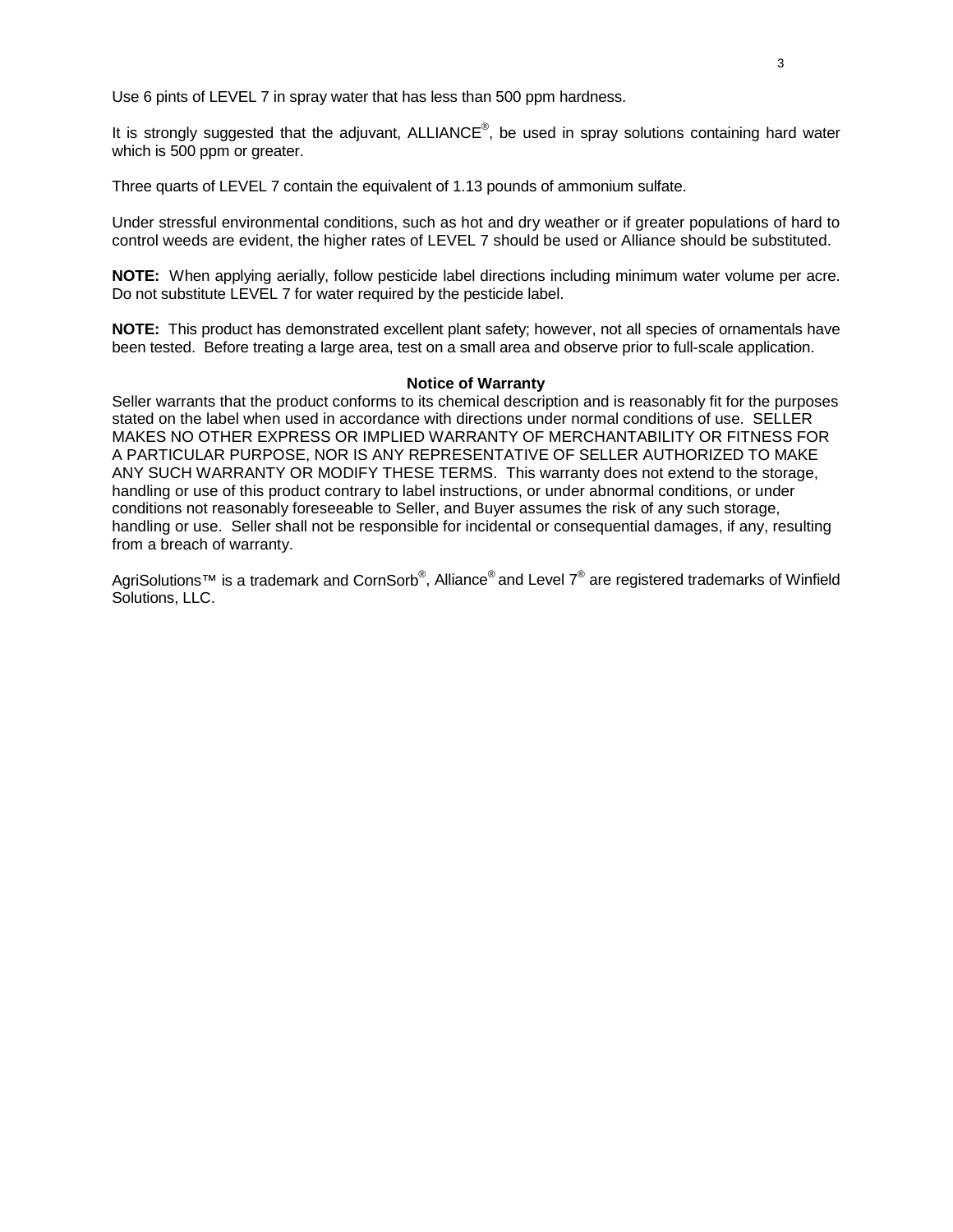Use 6 pints of LEVEL 7 in spray water that has less than 500 ppm hardness.

It is strongly suggested that the adjuvant, ALLIANCE®, be used in spray solutions containing hard water which is 500 ppm or greater.

Three quarts of LEVEL 7 contain the equivalent of 1.13 pounds of ammonium sulfate.

Under stressful environmental conditions, such as hot and dry weather or if greater populations of hard to control weeds are evident, the higher rates of LEVEL 7 should be used or Alliance should be substituted.

**NOTE:** When applying aerially, follow pesticide label directions including minimum water volume per acre. Do not substitute LEVEL 7 for water required by the pesticide label.

**NOTE:** This product has demonstrated excellent plant safety; however, not all species of ornamentals have been tested. Before treating a large area, test on a small area and observe prior to full-scale application.

**Notice of Warranty**

Seller warrants that the product conforms to its chemical description and is reasonably fit for the purposes stated on the label when used in accordance with directions under normal conditions of use. SELLER MAKES NO OTHER EXPRESS OR IMPLIED WARRANTY OF MERCHANTABILITY OR FITNESS FOR A PARTICULAR PURPOSE, NOR IS ANY REPRESENTATIVE OF SELLER AUTHORIZED TO MAKE ANY SUCH WARRANTY OR MODIFY THESE TERMS. This warranty does not extend to the storage, handling or use of this product contrary to label instructions, or under abnormal conditions, or under conditions not reasonably foreseeable to Seller, and Buyer assumes the risk of any such storage, handling or use. Seller shall not be responsible for incidental or consequential damages, if any, resulting from a breach of warranty.

AgriSolutions™ is a trademark and CornSorb®, Alliance® and Level 7® are registered trademarks of Winfield Solutions, LLC.